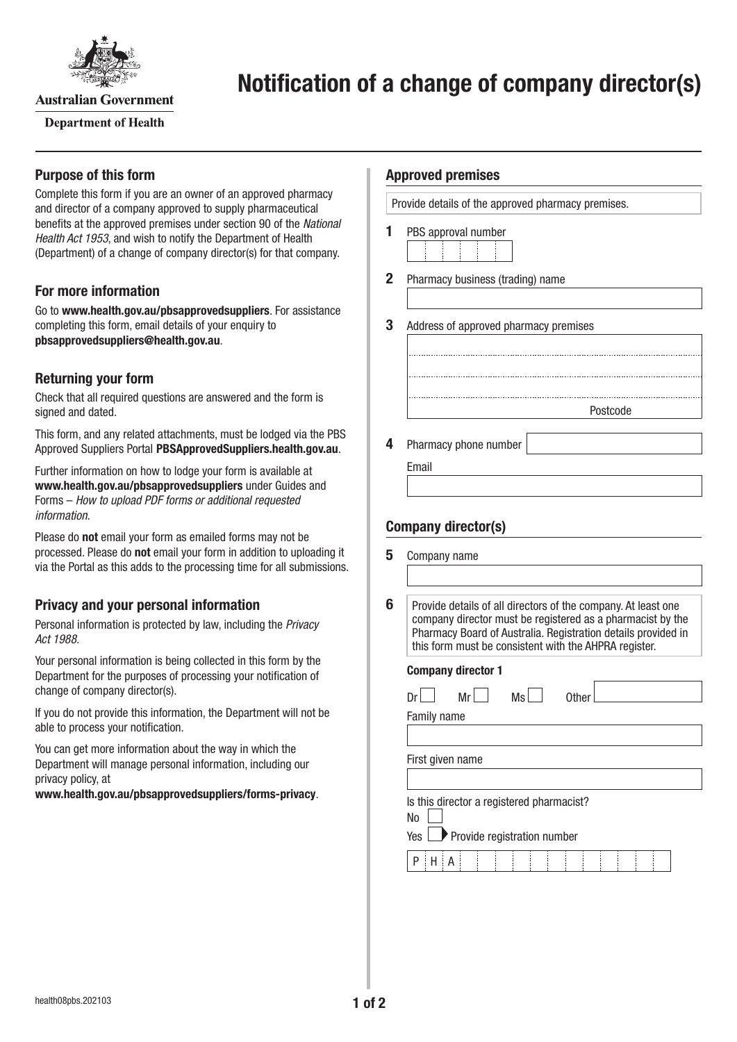Australian Government

Department of Health

# Notification of a change of company director(s)

## Purpose of this form

Complete this form if you are an owner of an approved pharmacy and director of a company approved to supply pharmaceutical benefits at the approved premises under section 90 of the *National Health Act 1953*, and wish to notify the Department of Health (Department) of a change of company director(s) for that company.

## For more information

Go to **www.health.gov.au/pbsapprovedsuppliers**. For assistance completing this form, email details of your enquiry to **pbsapprovedsuppliers@health.gov.au**.

## Returning your form

Check that all required questions are answered and the form is signed and dated.

This form, and any related attachments, must be lodged via the PBS Approved Suppliers Portal **PBSApprovedSuppliers.health.gov.au**.

Further information on how to lodge your form is available at **www.health.gov.au/pbsapprovedsuppliers** under Guides and Forms – *How to upload PDF forms or additional requested information*.

Please do **not** email your form as emailed forms may not be processed. Please do **not** email your form in addition to uploading it via the Portal as this adds to the processing time for all submissions.

## Privacy and your personal information

Personal information is protected by law, including the *Privacy Act 1988*.

Your personal information is being collected in this form by the Department for the purposes of processing your notification of change of company director(s).

If you do not provide this information, the Department will not be able to process your notification.

You can get more information about the way in which the Department will manage personal information, including our privacy policy, at **www.health.gov.au/pbsapprovedsuppliers/forms-privacy**.

## Approved premises

Provide details of the approved pharmacy premises.

**1** PBS approval number

**2** Pharmacy business (trading) name

**3** Address of approved pharmacy premises

Postcode

**4** Pharmacy phone number

Email

## Company director(s)

**5** Company name

**6** Provide details of all directors of the company. At least one company director must be registered as a pharmacist by the Pharmacy Board of Australia. Registration details provided in this form must be consistent with the AHPRA register.

**Company director 1**

Dr ☐ Mr ☐ Ms ☐ Other

Family name

First given name

Is this director a registered pharmacist?

No ☐

Yes ☐ ▶ Provide registration number

P H A

health08pbs.202103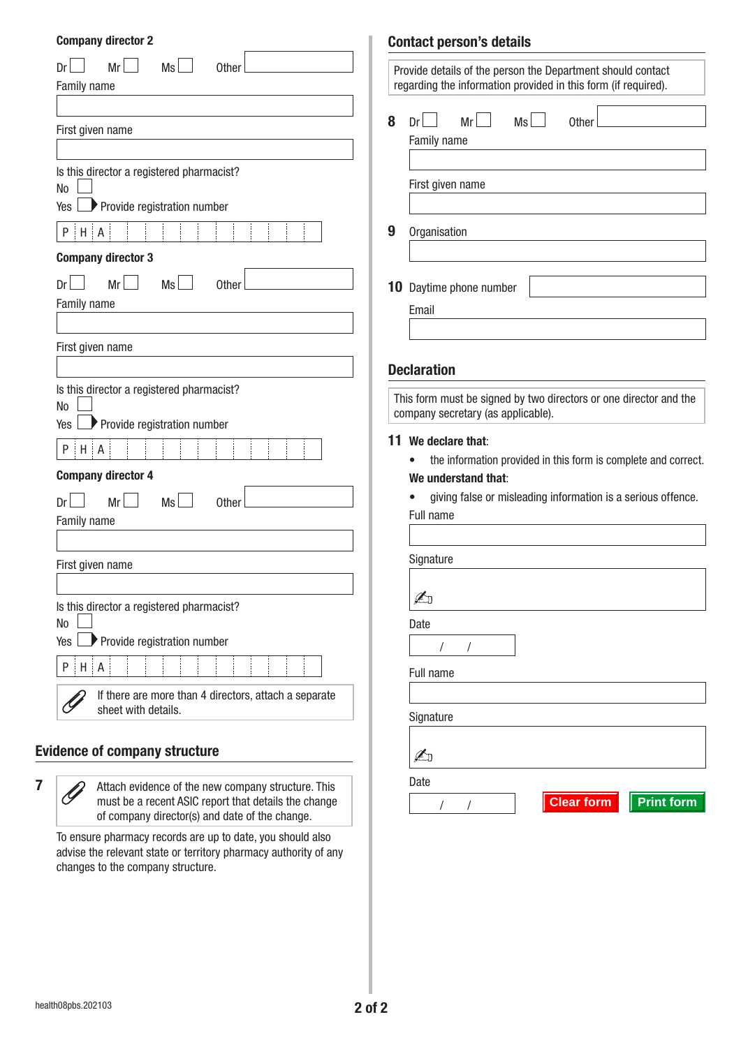**Company director 2**

Dr ☐ Mr ☐ Ms ☐ Other

Family name

First given name

Is this director a registered pharmacist?

No ☐

Yes ☐ Provide registration number

P H A

**Company director 3**

Dr ☐ Mr ☐ Ms ☐ Other

Family name

First given name

Is this director a registered pharmacist?

No ☐

Yes ☐ Provide registration number

P H A

**Company director 4**

Dr ☐ Mr ☐ Ms ☐ Other

Family name

First given name

Is this director a registered pharmacist?

No ☐

Yes ☐ Provide registration number

P H A

If there are more than 4 directors, attach a separate sheet with details.

## Evidence of company structure

**7** Attach evidence of the new company structure. This must be a recent ASIC report that details the change of company director(s) and date of the change.

To ensure pharmacy records are up to date, you should also advise the relevant state or territory pharmacy authority of any changes to the company structure.

## Contact person's details

Provide details of the person the Department should contact regarding the information provided in this form (if required).

**8** Dr ☐ Mr ☐ Ms ☐ Other

Family name

First given name

**9** Organisation

**10** Daytime phone number

Email

## Declaration

This form must be signed by two directors or one director and the company secretary (as applicable).

**11** **We declare that**:

- the information provided in this form is complete and correct.

**We understand that**:

- giving false or misleading information is a serious offence.

Full name

Signature

Date

/ /

Full name

Signature

Date

/ /

Clear form Print form

health08pbs.202103